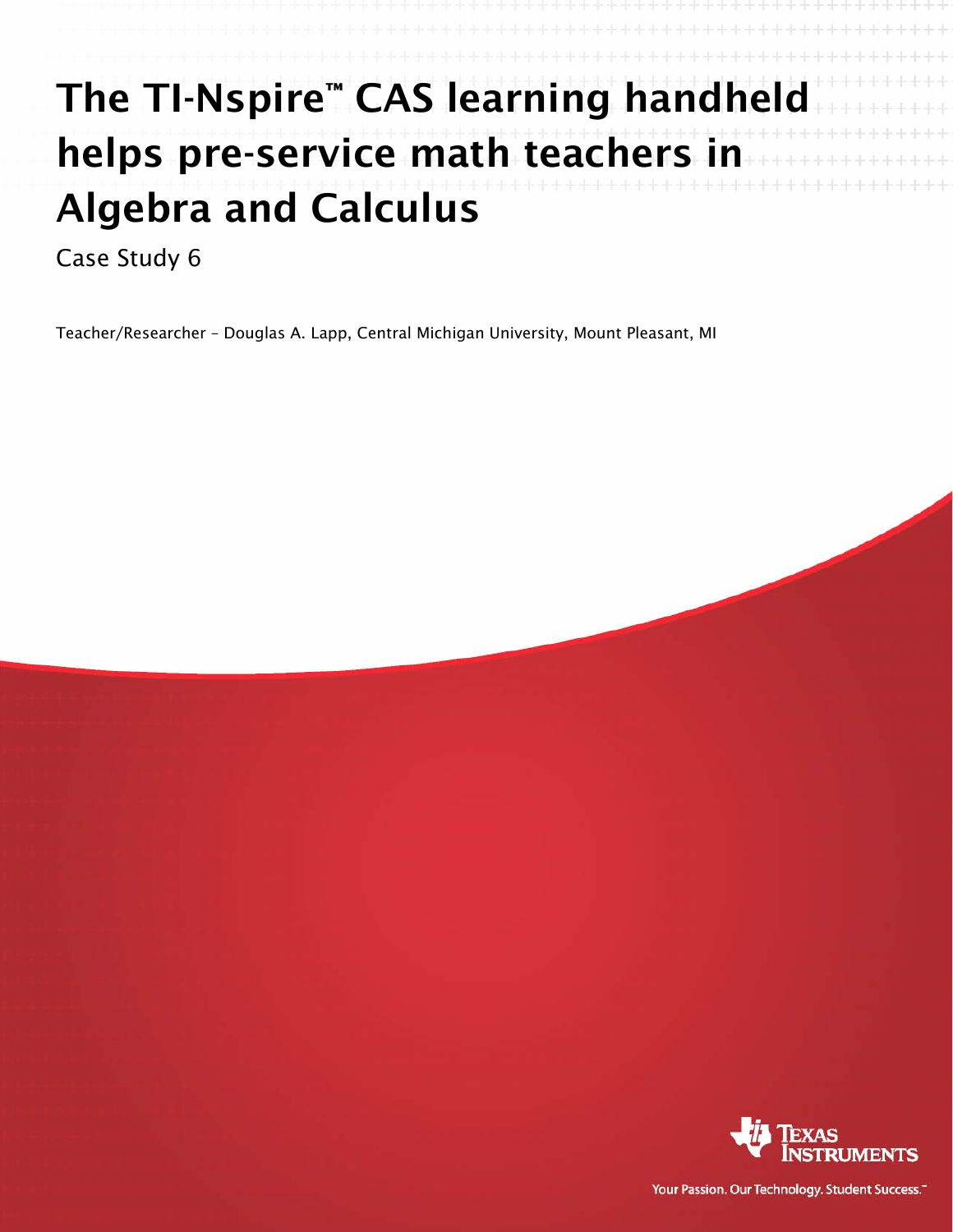# The TI-Nspire™ CAS learning handheld helps pre-service math teachers in Algebra and Calculus

Case Study 6

Teacher/Researcher – Douglas A. Lapp, Central Michigan University, Mount Pleasant, MI

Texas Instruments

Your Passion. Our Technology. Student Success.™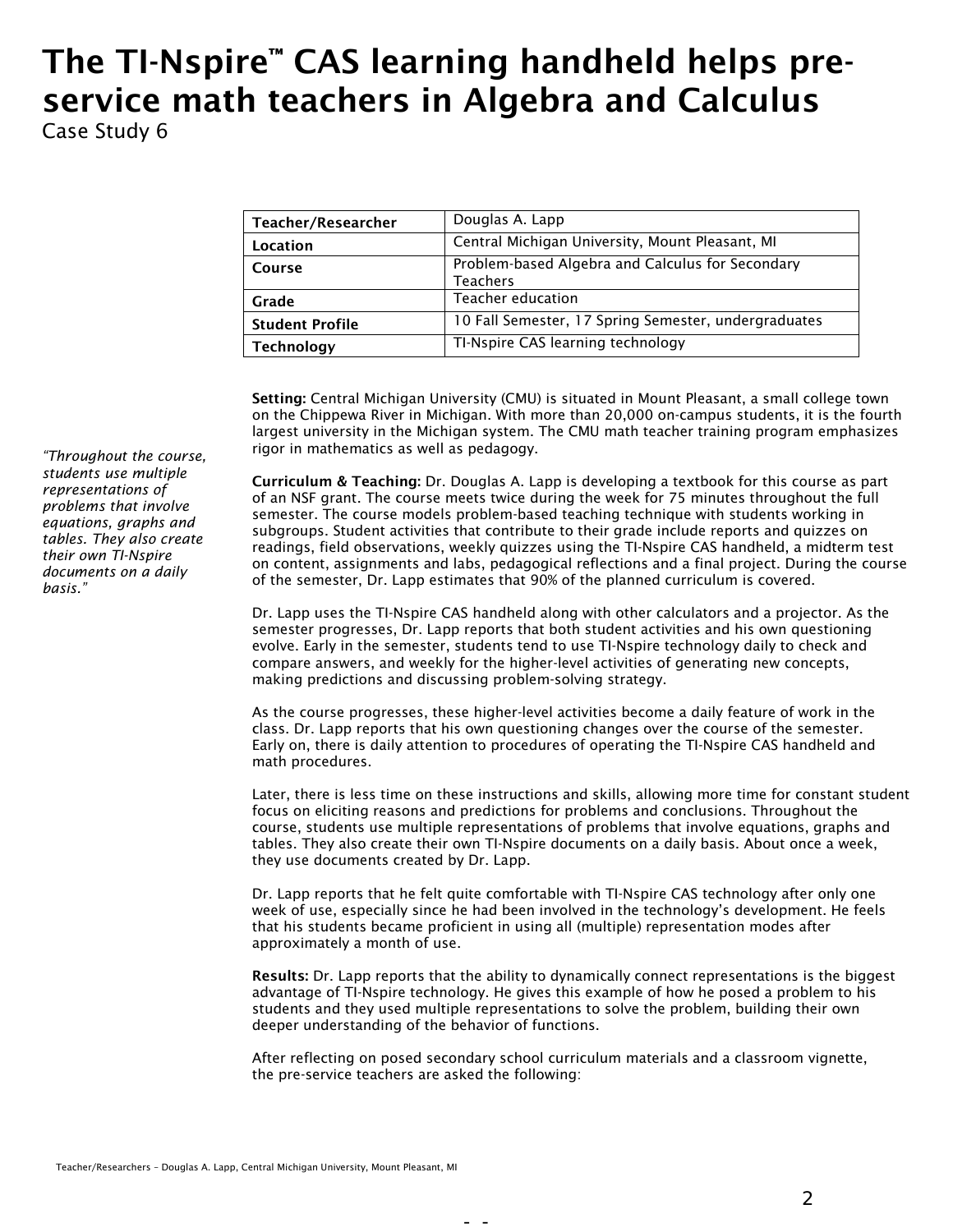# The TI-Nspire™ CAS learning handheld helps pre-service math teachers in Algebra and Calculus

Case Study 6

| Teacher/Researcher | Douglas A. Lapp |
|---|---|
| Location | Central Michigan University, Mount Pleasant, MI |
| Course | Problem-based Algebra and Calculus for Secondary Teachers |
| Grade | Teacher education |
| Student Profile | 10 Fall Semester, 17 Spring Semester, undergraduates |
| Technology | TI-Nspire CAS learning technology |

*"Throughout the course, students use multiple representations of problems that involve equations, graphs and tables. They also create their own TI-Nspire documents on a daily basis."*

**Setting:** Central Michigan University (CMU) is situated in Mount Pleasant, a small college town on the Chippewa River in Michigan. With more than 20,000 on-campus students, it is the fourth largest university in the Michigan system. The CMU math teacher training program emphasizes rigor in mathematics as well as pedagogy.

**Curriculum & Teaching:** Dr. Douglas A. Lapp is developing a textbook for this course as part of an NSF grant. The course meets twice during the week for 75 minutes throughout the full semester. The course models problem-based teaching technique with students working in subgroups. Student activities that contribute to their grade include reports and quizzes on readings, field observations, weekly quizzes using the TI-Nspire CAS handheld, a midterm test on content, assignments and labs, pedagogical reflections and a final project. During the course of the semester, Dr. Lapp estimates that 90% of the planned curriculum is covered.

Dr. Lapp uses the TI-Nspire CAS handheld along with other calculators and a projector. As the semester progresses, Dr. Lapp reports that both student activities and his own questioning evolve. Early in the semester, students tend to use TI-Nspire technology daily to check and compare answers, and weekly for the higher-level activities of generating new concepts, making predictions and discussing problem-solving strategy.

As the course progresses, these higher-level activities become a daily feature of work in the class. Dr. Lapp reports that his own questioning changes over the course of the semester. Early on, there is daily attention to procedures of operating the TI-Nspire CAS handheld and math procedures.

Later, there is less time on these instructions and skills, allowing more time for constant student focus on eliciting reasons and predictions for problems and conclusions. Throughout the course, students use multiple representations of problems that involve equations, graphs and tables. They also create their own TI-Nspire documents on a daily basis. About once a week, they use documents created by Dr. Lapp.

Dr. Lapp reports that he felt quite comfortable with TI-Nspire CAS technology after only one week of use, especially since he had been involved in the technology's development. He feels that his students became proficient in using all (multiple) representation modes after approximately a month of use.

**Results:** Dr. Lapp reports that the ability to dynamically connect representations is the biggest advantage of TI-Nspire technology. He gives this example of how he posed a problem to his students and they used multiple representations to solve the problem, building their own deeper understanding of the behavior of functions.

After reflecting on posed secondary school curriculum materials and a classroom vignette, the pre-service teachers are asked the following: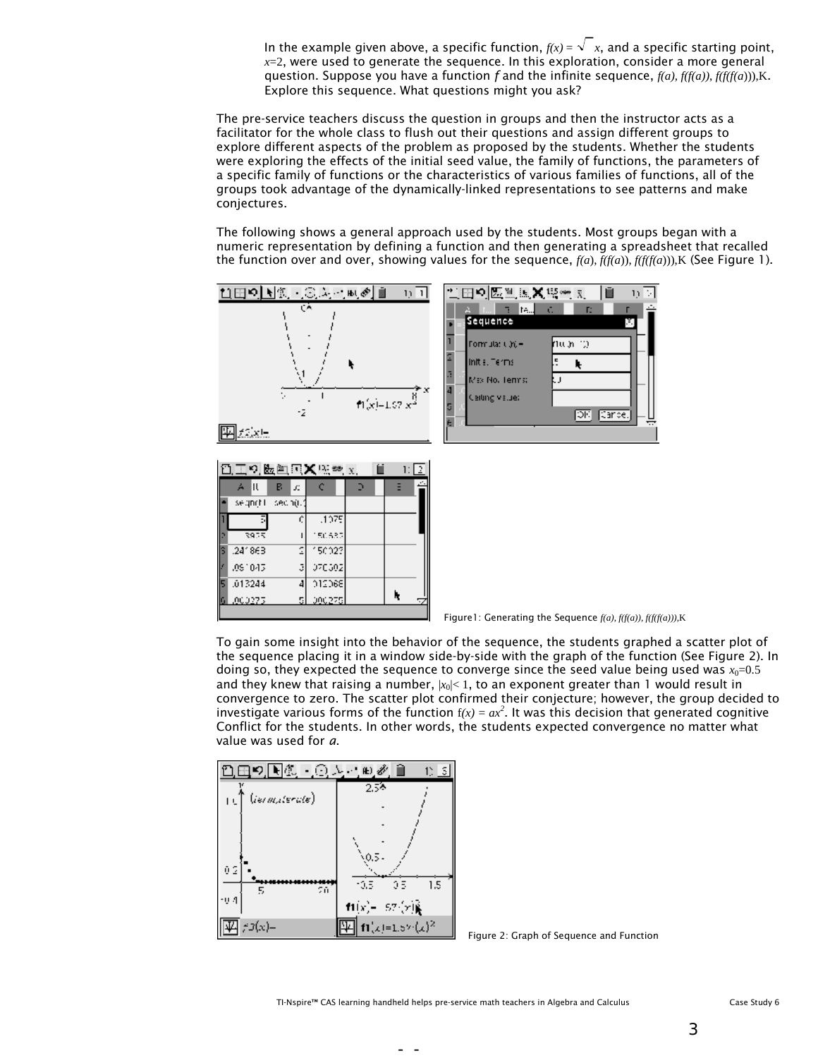In the example given above, a specific function, $f(x) = \sqrt{x}$, and a specific starting point, $x=2$, were used to generate the sequence. In this exploration, consider a more general question. Suppose you have a function *f* and the infinite sequence, $f(a), f(f(a)), f(f(f(a))),\ldots$. Explore this sequence. What questions might you ask?

The pre-service teachers discuss the question in groups and then the instructor acts as a facilitator for the whole class to flush out their questions and assign different groups to explore different aspects of the problem as proposed by the students. Whether the students were exploring the effects of the initial seed value, the family of functions, the parameters of a specific family of functions or the characteristics of various families of functions, all of the groups took advantage of the dynamically-linked representations to see patterns and make conjectures.

The following shows a general approach used by the students. Most groups began with a numeric representation by defining a function and then generating a spreadsheet that recalled the function over and over, showing values for the sequence, $f(a), f(f(a)), f(f(f(a))),\ldots$ (See Figure 1).

Figure1: Generating the Sequence $f(a), f(f(a)), f(f(f(a))),\ldots$

To gain some insight into the behavior of the sequence, the students graphed a scatter plot of the sequence placing it in a window side-by-side with the graph of the function (See Figure 2). In doing so, they expected the sequence to converge since the seed value being used was $x_0=0.5$ and they knew that raising a number, $|x_0|< 1$, to an exponent greater than 1 would result in convergence to zero. The scatter plot confirmed their conjecture; however, the group decided to investigate various forms of the function $f(x) = ax^2$. It was this decision that generated cognitive Conflict for the students. In other words, the students expected convergence no matter what value was used for *a*.

Figure 2: Graph of Sequence and Function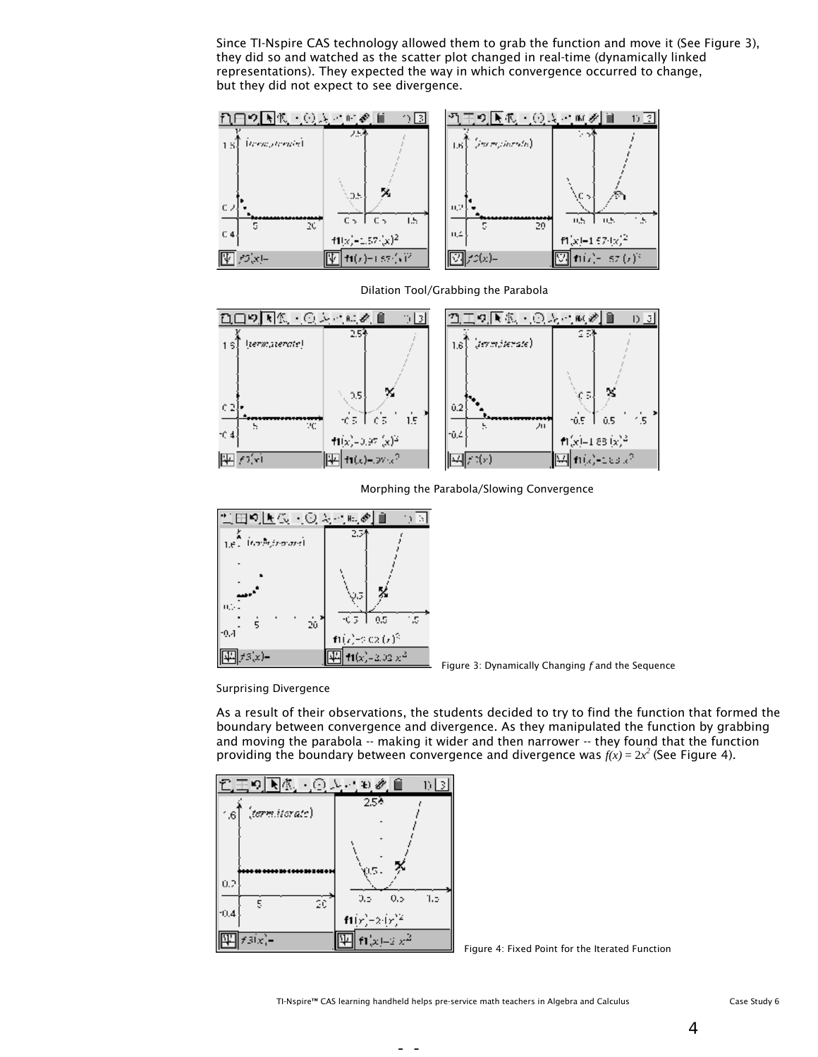Since TI-Nspire CAS technology allowed them to grab the function and move it (See Figure 3), they did so and watched as the scatter plot changed in real-time (dynamically linked representations). They expected the way in which convergence occurred to change, but they did not expect to see divergence.

Dilation Tool/Grabbing the Parabola

Morphing the Parabola/Slowing Convergence

Figure 3: Dynamically Changing *f* and the Sequence

Surprising Divergence

As a result of their observations, the students decided to try to find the function that formed the boundary between convergence and divergence. As they manipulated the function by grabbing and moving the parabola -- making it wider and then narrower -- they found that the function providing the boundary between convergence and divergence was $f(x) = 2x^2$ (See Figure 4).

Figure 4: Fixed Point for the Iterated Function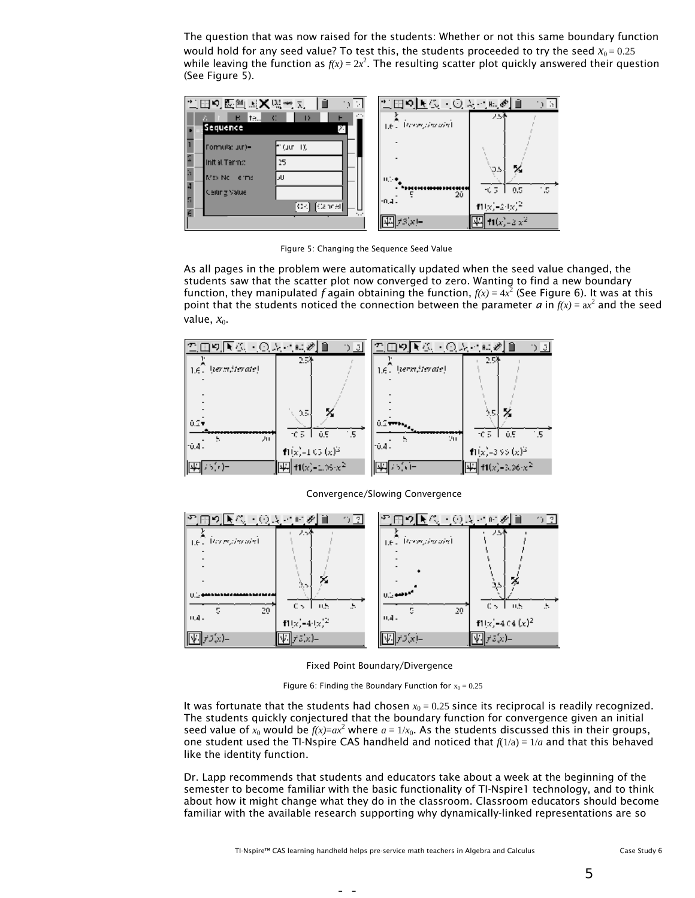The question that was now raised for the students: Whether or not this same boundary function would hold for any seed value? To test this, the students proceeded to try the seed $x_0 = 0.25$ while leaving the function as $f(x) = 2x^2$. The resulting scatter plot quickly answered their question (See Figure 5).

Figure 5: Changing the Sequence Seed Value

As all pages in the problem were automatically updated when the seed value changed, the students saw that the scatter plot now converged to zero. Wanting to find a new boundary function, they manipulated *f* again obtaining the function, $f(x) = 4x^2$ (See Figure 6). It was at this point that the students noticed the connection between the parameter *a* in $f(x) = ax^2$ and the seed value, $x_0$.

Convergence/Slowing Convergence

Fixed Point Boundary/Divergence

Figure 6: Finding the Boundary Function for $x_0 = 0.25$

It was fortunate that the students had chosen $x_0 = 0.25$ since its reciprocal is readily recognized. The students quickly conjectured that the boundary function for convergence given an initial seed value of $x_0$ would be $f(x)=ax^2$ where $a = 1/x_0$. As the students discussed this in their groups, one student used the TI-Nspire CAS handheld and noticed that $f(1/a) = 1/a$ and that this behaved like the identity function.

Dr. Lapp recommends that students and educators take about a week at the beginning of the semester to become familiar with the basic functionality of TI-Nspire1 technology, and to think about how it might change what they do in the classroom. Classroom educators should become familiar with the available research supporting why dynamically-linked representations are so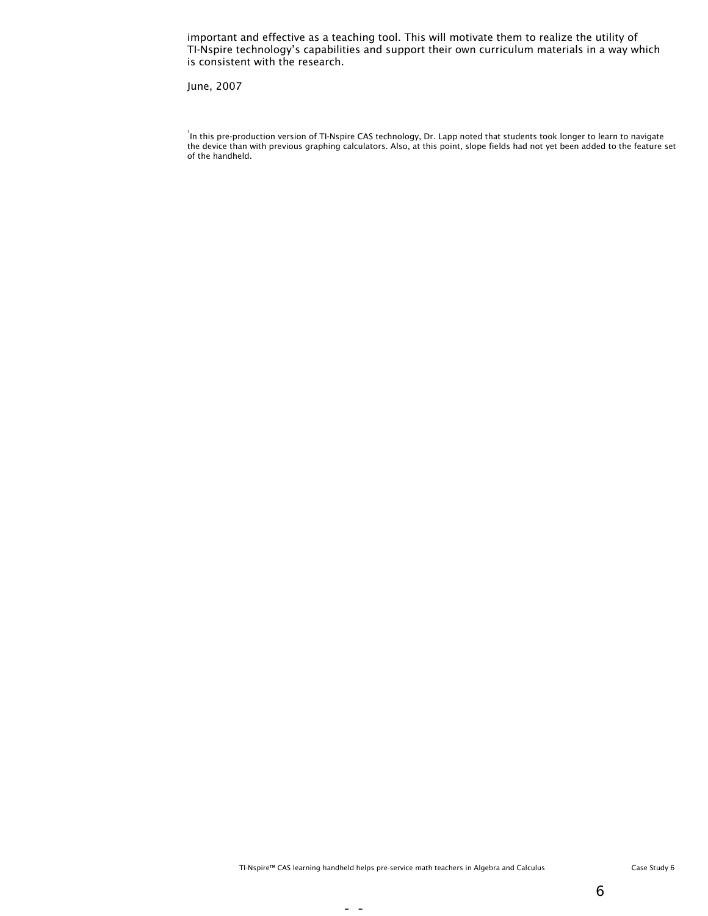important and effective as a teaching tool. This will motivate them to realize the utility of TI-Nspire technology's capabilities and support their own curriculum materials in a way which is consistent with the research.

June, 2007

[1] In this pre-production version of TI-Nspire CAS technology, Dr. Lapp noted that students took longer to learn to navigate the device than with previous graphing calculators. Also, at this point, slope fields had not yet been added to the feature set of the handheld.